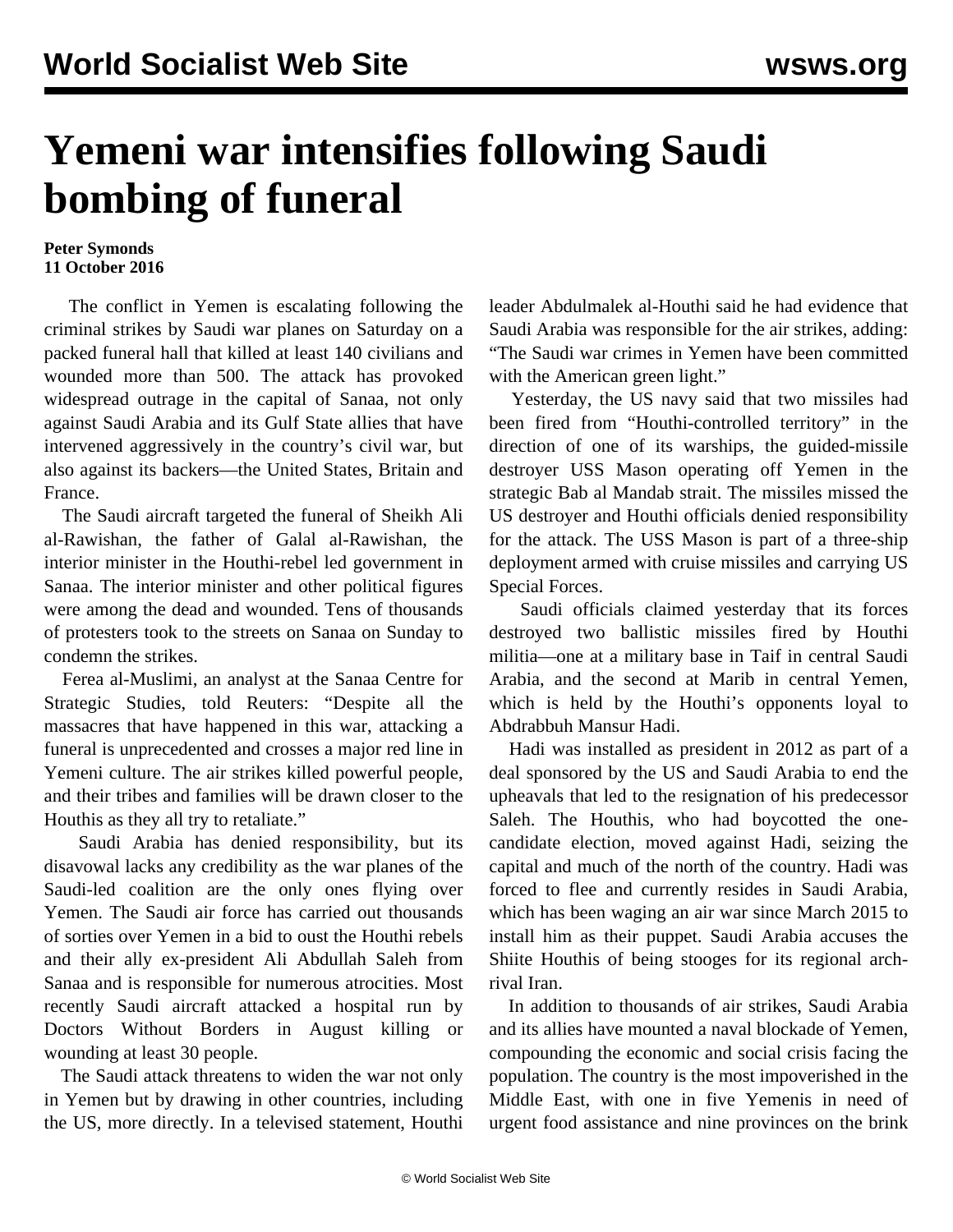# Yemeni war intensifies following Saudi bombing of funeral

**Peter Symonds**
**11 October 2016**

The conflict in Yemen is escalating following the criminal strikes by Saudi war planes on Saturday on a packed funeral hall that killed at least 140 civilians and wounded more than 500. The attack has provoked widespread outrage in the capital of Sanaa, not only against Saudi Arabia and its Gulf State allies that have intervened aggressively in the country's civil war, but also against its backers—the United States, Britain and France.

The Saudi aircraft targeted the funeral of Sheikh Ali al-Rawishan, the father of Galal al-Rawishan, the interior minister in the Houthi-rebel led government in Sanaa. The interior minister and other political figures were among the dead and wounded. Tens of thousands of protesters took to the streets on Sanaa on Sunday to condemn the strikes.

Ferea al-Muslimi, an analyst at the Sanaa Centre for Strategic Studies, told Reuters: "Despite all the massacres that have happened in this war, attacking a funeral is unprecedented and crosses a major red line in Yemeni culture. The air strikes killed powerful people, and their tribes and families will be drawn closer to the Houthis as they all try to retaliate."

Saudi Arabia has denied responsibility, but its disavowal lacks any credibility as the war planes of the Saudi-led coalition are the only ones flying over Yemen. The Saudi air force has carried out thousands of sorties over Yemen in a bid to oust the Houthi rebels and their ally ex-president Ali Abdullah Saleh from Sanaa and is responsible for numerous atrocities. Most recently Saudi aircraft attacked a hospital run by Doctors Without Borders in August killing or wounding at least 30 people.

The Saudi attack threatens to widen the war not only in Yemen but by drawing in other countries, including the US, more directly. In a televised statement, Houthi leader Abdulmalek al-Houthi said he had evidence that Saudi Arabia was responsible for the air strikes, adding: "The Saudi war crimes in Yemen have been committed with the American green light."

Yesterday, the US navy said that two missiles had been fired from "Houthi-controlled territory" in the direction of one of its warships, the guided-missile destroyer USS Mason operating off Yemen in the strategic Bab al Mandab strait. The missiles missed the US destroyer and Houthi officials denied responsibility for the attack. The USS Mason is part of a three-ship deployment armed with cruise missiles and carrying US Special Forces.

Saudi officials claimed yesterday that its forces destroyed two ballistic missiles fired by Houthi militia—one at a military base in Taif in central Saudi Arabia, and the second at Marib in central Yemen, which is held by the Houthi's opponents loyal to Abdrabbuh Mansur Hadi.

Hadi was installed as president in 2012 as part of a deal sponsored by the US and Saudi Arabia to end the upheavals that led to the resignation of his predecessor Saleh. The Houthis, who had boycotted the one-candidate election, moved against Hadi, seizing the capital and much of the north of the country. Hadi was forced to flee and currently resides in Saudi Arabia, which has been waging an air war since March 2015 to install him as their puppet. Saudi Arabia accuses the Shiite Houthis of being stooges for its regional arch-rival Iran.

In addition to thousands of air strikes, Saudi Arabia and its allies have mounted a naval blockade of Yemen, compounding the economic and social crisis facing the population. The country is the most impoverished in the Middle East, with one in five Yemenis in need of urgent food assistance and nine provinces on the brink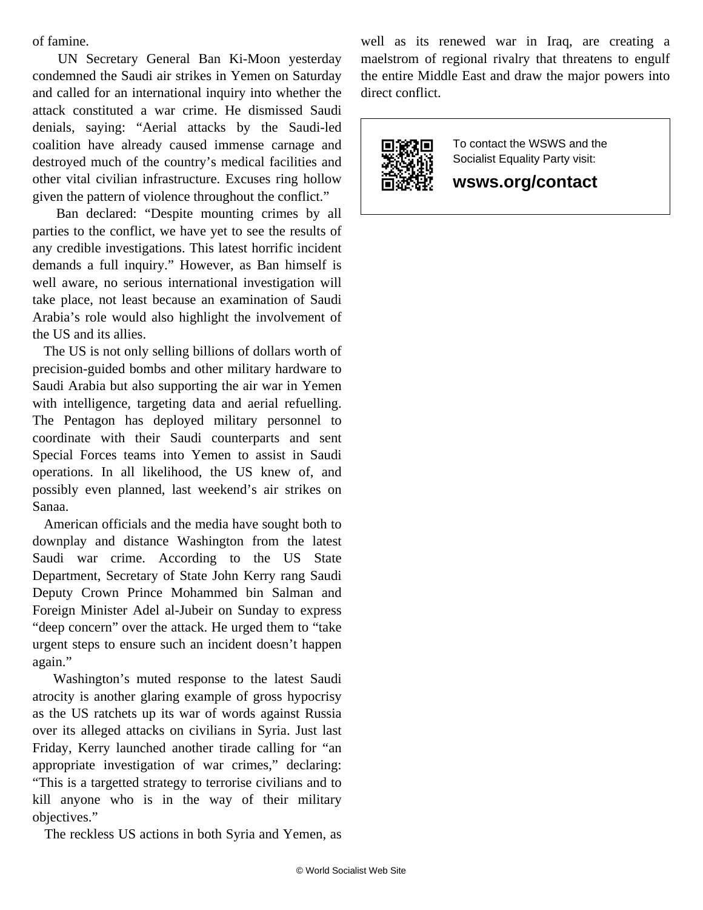of famine.

UN Secretary General Ban Ki-Moon yesterday condemned the Saudi air strikes in Yemen on Saturday and called for an international inquiry into whether the attack constituted a war crime. He dismissed Saudi denials, saying: "Aerial attacks by the Saudi-led coalition have already caused immense carnage and destroyed much of the country's medical facilities and other vital civilian infrastructure. Excuses ring hollow given the pattern of violence throughout the conflict."

Ban declared: "Despite mounting crimes by all parties to the conflict, we have yet to see the results of any credible investigations. This latest horrific incident demands a full inquiry." However, as Ban himself is well aware, no serious international investigation will take place, not least because an examination of Saudi Arabia's role would also highlight the involvement of the US and its allies.

The US is not only selling billions of dollars worth of precision-guided bombs and other military hardware to Saudi Arabia but also supporting the air war in Yemen with intelligence, targeting data and aerial refuelling. The Pentagon has deployed military personnel to coordinate with their Saudi counterparts and sent Special Forces teams into Yemen to assist in Saudi operations. In all likelihood, the US knew of, and possibly even planned, last weekend's air strikes on Sanaa.

American officials and the media have sought both to downplay and distance Washington from the latest Saudi war crime. According to the US State Department, Secretary of State John Kerry rang Saudi Deputy Crown Prince Mohammed bin Salman and Foreign Minister Adel al-Jubeir on Sunday to express "deep concern" over the attack. He urged them to "take urgent steps to ensure such an incident doesn't happen again."

Washington's muted response to the latest Saudi atrocity is another glaring example of gross hypocrisy as the US ratchets up its war of words against Russia over its alleged attacks on civilians in Syria. Just last Friday, Kerry launched another tirade calling for "an appropriate investigation of war crimes," declaring: "This is a targetted strategy to terrorise civilians and to kill anyone who is in the way of their military objectives."

The reckless US actions in both Syria and Yemen, as well as its renewed war in Iraq, are creating a maelstrom of regional rivalry that threatens to engulf the entire Middle East and draw the major powers into direct conflict.

To contact the WSWS and the Socialist Equality Party visit:

**wsws.org/contact**